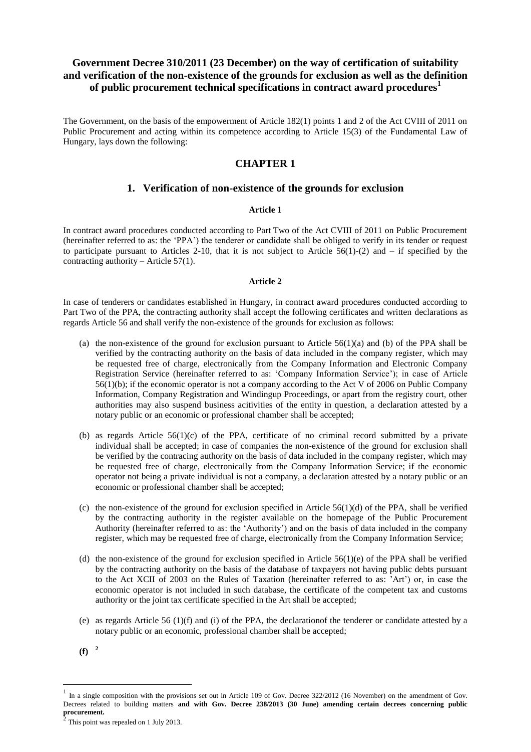# Government Decree 310/2011 (23 December) on the way of certification of suitability and verification of the non-existence of the grounds for exclusion as well as the definition of public procurement technical specifications in contract award procedures[1]

The Government, on the basis of the empowerment of Article 182(1) points 1 and 2 of the Act CVIII of 2011 on Public Procurement and acting within its competence according to Article 15(3) of the Fundamental Law of Hungary, lays down the following:

## CHAPTER 1

### 1. Verification of non-existence of the grounds for exclusion

#### Article 1

In contract award procedures conducted according to Part Two of the Act CVIII of 2011 on Public Procurement (hereinafter referred to as: the 'PPA') the tenderer or candidate shall be obliged to verify in its tender or request to participate pursuant to Articles 2-10, that it is not subject to Article 56(1)-(2) and – if specified by the contracting authority – Article 57(1).

#### Article 2

In case of tenderers or candidates established in Hungary, in contract award procedures conducted according to Part Two of the PPA, the contracting authority shall accept the following certificates and written declarations as regards Article 56 and shall verify the non-existence of the grounds for exclusion as follows:

(a) the non-existence of the ground for exclusion pursuant to Article 56(1)(a) and (b) of the PPA shall be verified by the contracting authority on the basis of data included in the company register, which may be requested free of charge, electronically from the Company Information and Electronic Company Registration Service (hereinafter referred to as: 'Company Information Service'); in case of Article 56(1)(b); if the economic operator is not a company according to the Act V of 2006 on Public Company Information, Company Registration and Windingup Proceedings, or apart from the registry court, other authorities may also suspend business acitivities of the entity in question, a declaration attested by a notary public or an economic or professional chamber shall be accepted;

(b) as regards Article 56(1)(c) of the PPA, certificate of no criminal record submitted by a private individual shall be accepted; in case of companies the non-existence of the ground for exclusion shall be verified by the contracing authority on the basis of data included in the company register, which may be requested free of charge, electronically from the Company Information Service; if the economic operator not being a private individual is not a company, a declaration attested by a notary public or an economic or professional chamber shall be accepted;

(c) the non-existence of the ground for exclusion specified in Article 56(1)(d) of the PPA, shall be verified by the contracting authority in the register available on the homepage of the Public Procurement Authority (hereinafter referred to as: the 'Authority') and on the basis of data included in the company register, which may be requested free of charge, electronically from the Company Information Service;

(d) the non-existence of the ground for exclusion specified in Article 56(1)(e) of the PPA shall be verified by the contracting authority on the basis of the database of taxpayers not having public debts pursuant to the Act XCII of 2003 on the Rules of Taxation (hereinafter referred to as: 'Art') or, in case the economic operator is not included in such database, the certificate of the competent tax and customs authority or the joint tax certificate specified in the Art shall be accepted;

(e) as regards Article 56 (1)(f) and (i) of the PPA, the declarationof the tenderer or candidate attested by a notary public or an economic, professional chamber shall be accepted;

**(f)** [2]

---

[1] In a single composition with the provisions set out in Article 109 of Gov. Decree 322/2012 (16 November) on the amendment of Gov. Decrees related to building matters **and with Gov. Decree 238/2013 (30 June) amending certain decrees concerning public procurement.**

[2] This point was repealed on 1 July 2013.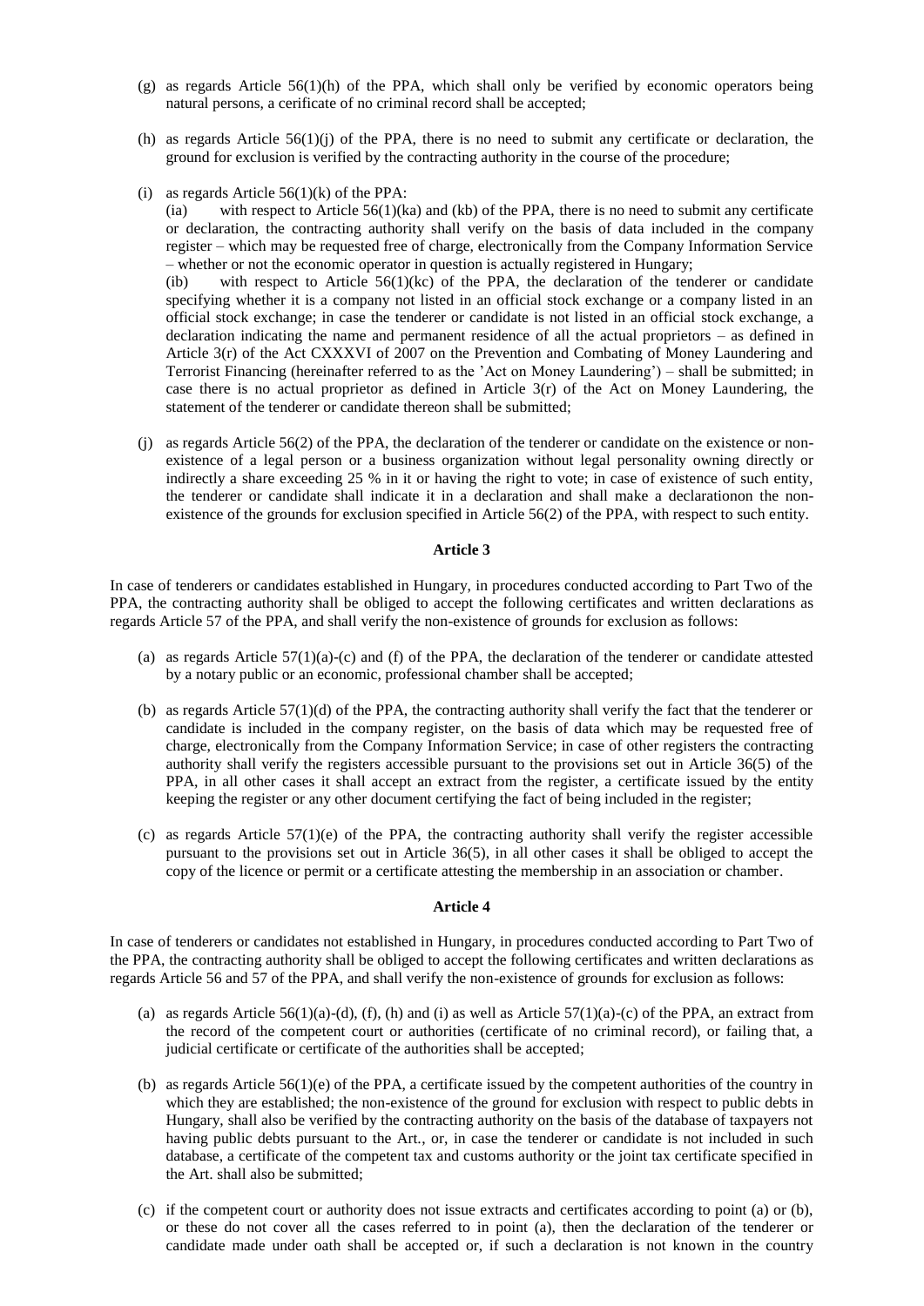(g) as regards Article 56(1)(h) of the PPA, which shall only be verified by economic operators being natural persons, a cerificate of no criminal record shall be accepted;

(h) as regards Article 56(1)(j) of the PPA, there is no need to submit any certificate or declaration, the ground for exclusion is verified by the contracting authority in the course of the procedure;

(i) as regards Article 56(1)(k) of the PPA:

(ia) with respect to Article 56(1)(ka) and (kb) of the PPA, there is no need to submit any certificate or declaration, the contracting authority shall verify on the basis of data included in the company register – which may be requested free of charge, electronically from the Company Information Service – whether or not the economic operator in question is actually registered in Hungary;

(ib) with respect to Article 56(1)(kc) of the PPA, the declaration of the tenderer or candidate specifying whether it is a company not listed in an official stock exchange or a company listed in an official stock exchange; in case the tenderer or candidate is not listed in an official stock exchange, a declaration indicating the name and permanent residence of all the actual proprietors – as defined in Article 3(r) of the Act CXXXVI of 2007 on the Prevention and Combating of Money Laundering and Terrorist Financing (hereinafter referred to as the 'Act on Money Laundering') – shall be submitted; in case there is no actual proprietor as defined in Article 3(r) of the Act on Money Laundering, the statement of the tenderer or candidate thereon shall be submitted;

(j) as regards Article 56(2) of the PPA, the declaration of the tenderer or candidate on the existence or non-existence of a legal person or a business organization without legal personality owning directly or indirectly a share exceeding 25 % in it or having the right to vote; in case of existence of such entity, the tenderer or candidate shall indicate it in a declaration and shall make a declarationon the non-existence of the grounds for exclusion specified in Article 56(2) of the PPA, with respect to such entity.

**Article 3**

In case of tenderers or candidates established in Hungary, in procedures conducted according to Part Two of the PPA, the contracting authority shall be obliged to accept the following certificates and written declarations as regards Article 57 of the PPA, and shall verify the non-existence of grounds for exclusion as follows:

(a) as regards Article 57(1)(a)-(c) and (f) of the PPA, the declaration of the tenderer or candidate attested by a notary public or an economic, professional chamber shall be accepted;

(b) as regards Article 57(1)(d) of the PPA, the contracting authority shall verify the fact that the tenderer or candidate is included in the company register, on the basis of data which may be requested free of charge, electronically from the Company Information Service; in case of other registers the contracting authority shall verify the registers accessible pursuant to the provisions set out in Article 36(5) of the PPA, in all other cases it shall accept an extract from the register, a certificate issued by the entity keeping the register or any other document certifying the fact of being included in the register;

(c) as regards Article 57(1)(e) of the PPA, the contracting authority shall verify the register accessible pursuant to the provisions set out in Article 36(5), in all other cases it shall be obliged to accept the copy of the licence or permit or a certificate attesting the membership in an association or chamber.

**Article 4**

In case of tenderers or candidates not established in Hungary, in procedures conducted according to Part Two of the PPA, the contracting authority shall be obliged to accept the following certificates and written declarations as regards Article 56 and 57 of the PPA, and shall verify the non-existence of grounds for exclusion as follows:

(a) as regards Article 56(1)(a)-(d), (f), (h) and (i) as well as Article 57(1)(a)-(c) of the PPA, an extract from the record of the competent court or authorities (certificate of no criminal record), or failing that, a judicial certificate or certificate of the authorities shall be accepted;

(b) as regards Article 56(1)(e) of the PPA, a certificate issued by the competent authorities of the country in which they are established; the non-existence of the ground for exclusion with respect to public debts in Hungary, shall also be verified by the contracting authority on the basis of the database of taxpayers not having public debts pursuant to the Art., or, in case the tenderer or candidate is not included in such database, a certificate of the competent tax and customs authority or the joint tax certificate specified in the Art. shall also be submitted;

(c) if the competent court or authority does not issue extracts and certificates according to point (a) or (b), or these do not cover all the cases referred to in point (a), then the declaration of the tenderer or candidate made under oath shall be accepted or, if such a declaration is not known in the country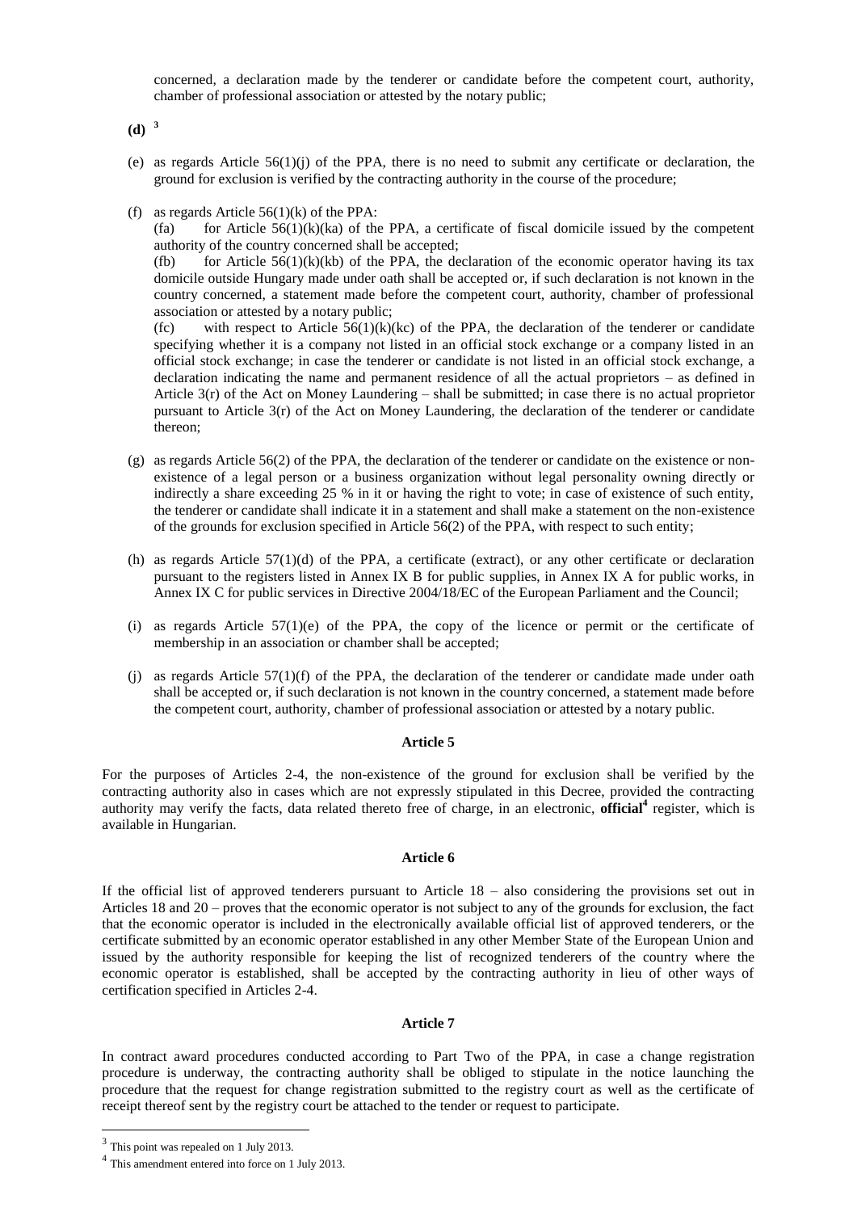concerned, a declaration made by the tenderer or candidate before the competent court, authority, chamber of professional association or attested by the notary public;

**(d)** [3]

(e) as regards Article 56(1)(j) of the PPA, there is no need to submit any certificate or declaration, the ground for exclusion is verified by the contracting authority in the course of the procedure;

(f) as regards Article 56(1)(k) of the PPA:

(fa) for Article 56(1)(k)(ka) of the PPA, a certificate of fiscal domicile issued by the competent authority of the country concerned shall be accepted;

(fb) for Article 56(1)(k)(kb) of the PPA, the declaration of the economic operator having its tax domicile outside Hungary made under oath shall be accepted or, if such declaration is not known in the country concerned, a statement made before the competent court, authority, chamber of professional association or attested by a notary public;

(fc) with respect to Article 56(1)(k)(kc) of the PPA, the declaration of the tenderer or candidate specifying whether it is a company not listed in an official stock exchange or a company listed in an official stock exchange; in case the tenderer or candidate is not listed in an official stock exchange, a declaration indicating the name and permanent residence of all the actual proprietors – as defined in Article 3(r) of the Act on Money Laundering – shall be submitted; in case there is no actual proprietor pursuant to Article 3(r) of the Act on Money Laundering, the declaration of the tenderer or candidate thereon;

(g) as regards Article 56(2) of the PPA, the declaration of the tenderer or candidate on the existence or non-existence of a legal person or a business organization without legal personality owning directly or indirectly a share exceeding 25 % in it or having the right to vote; in case of existence of such entity, the tenderer or candidate shall indicate it in a statement and shall make a statement on the non-existence of the grounds for exclusion specified in Article 56(2) of the PPA, with respect to such entity;

(h) as regards Article 57(1)(d) of the PPA, a certificate (extract), or any other certificate or declaration pursuant to the registers listed in Annex IX B for public supplies, in Annex IX A for public works, in Annex IX C for public services in Directive 2004/18/EC of the European Parliament and the Council;

(i) as regards Article 57(1)(e) of the PPA, the copy of the licence or permit or the certificate of membership in an association or chamber shall be accepted;

(j) as regards Article 57(1)(f) of the PPA, the declaration of the tenderer or candidate made under oath shall be accepted or, if such declaration is not known in the country concerned, a statement made before the competent court, authority, chamber of professional association or attested by a notary public.

**Article 5**

For the purposes of Articles 2-4, the non-existence of the ground for exclusion shall be verified by the contracting authority also in cases which are not expressly stipulated in this Decree, provided the contracting authority may verify the facts, data related thereto free of charge, in an electronic, **official**[4] register, which is available in Hungarian.

**Article 6**

If the official list of approved tenderers pursuant to Article 18 – also considering the provisions set out in Articles 18 and 20 – proves that the economic operator is not subject to any of the grounds for exclusion, the fact that the economic operator is included in the electronically available official list of approved tenderers, or the certificate submitted by an economic operator established in any other Member State of the European Union and issued by the authority responsible for keeping the list of recognized tenderers of the country where the economic operator is established, shall be accepted by the contracting authority in lieu of other ways of certification specified in Articles 2-4.

**Article 7**

In contract award procedures conducted according to Part Two of the PPA, in case a change registration procedure is underway, the contracting authority shall be obliged to stipulate in the notice launching the procedure that the request for change registration submitted to the registry court as well as the certificate of receipt thereof sent by the registry court be attached to the tender or request to participate.

---

[3] This point was repealed on 1 July 2013.

[4] This amendment entered into force on 1 July 2013.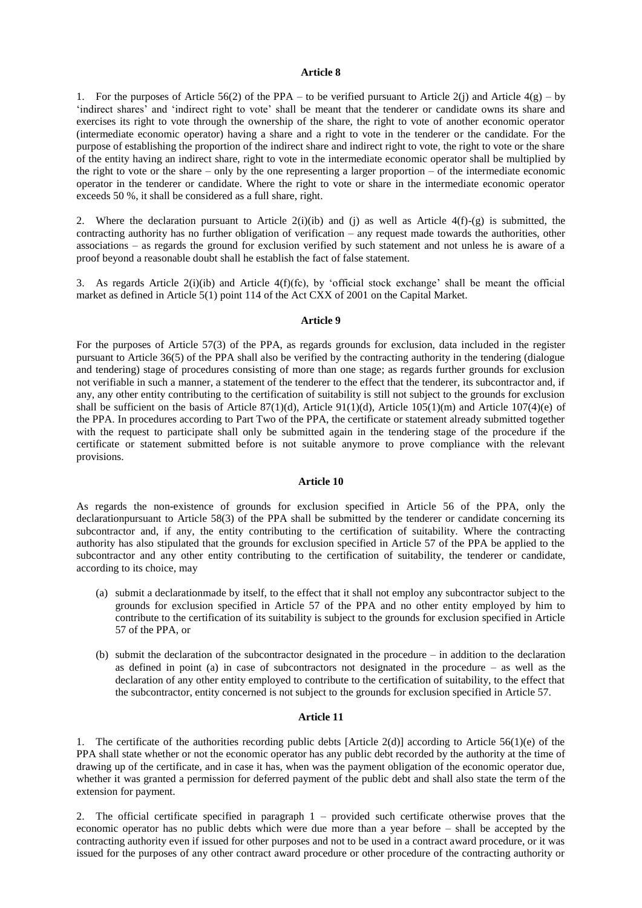**Article 8**

1. For the purposes of Article 56(2) of the PPA – to be verified pursuant to Article 2(j) and Article 4(g) – by 'indirect shares' and 'indirect right to vote' shall be meant that the tenderer or candidate owns its share and exercises its right to vote through the ownership of the share, the right to vote of another economic operator (intermediate economic operator) having a share and a right to vote in the tenderer or the candidate. For the purpose of establishing the proportion of the indirect share and indirect right to vote, the right to vote or the share of the entity having an indirect share, right to vote in the intermediate economic operator shall be multiplied by the right to vote or the share – only by the one representing a larger proportion – of the intermediate economic operator in the tenderer or candidate. Where the right to vote or share in the intermediate economic operator exceeds 50 %, it shall be considered as a full share, right.

2. Where the declaration pursuant to Article 2(i)(ib) and (j) as well as Article 4(f)-(g) is submitted, the contracting authority has no further obligation of verification – any request made towards the authorities, other associations – as regards the ground for exclusion verified by such statement and not unless he is aware of a proof beyond a reasonable doubt shall he establish the fact of false statement.

3. As regards Article 2(i)(ib) and Article 4(f)(fc), by 'official stock exchange' shall be meant the official market as defined in Article 5(1) point 114 of the Act CXX of 2001 on the Capital Market.

**Article 9**

For the purposes of Article 57(3) of the PPA, as regards grounds for exclusion, data included in the register pursuant to Article 36(5) of the PPA shall also be verified by the contracting authority in the tendering (dialogue and tendering) stage of procedures consisting of more than one stage; as regards further grounds for exclusion not verifiable in such a manner, a statement of the tenderer to the effect that the tenderer, its subcontractor and, if any, any other entity contributing to the certification of suitability is still not subject to the grounds for exclusion shall be sufficient on the basis of Article 87(1)(d), Article 91(1)(d), Article 105(1)(m) and Article 107(4)(e) of the PPA. In procedures according to Part Two of the PPA, the certificate or statement already submitted together with the request to participate shall only be submitted again in the tendering stage of the procedure if the certificate or statement submitted before is not suitable anymore to prove compliance with the relevant provisions.

**Article 10**

As regards the non-existence of grounds for exclusion specified in Article 56 of the PPA, only the declarationpursuant to Article 58(3) of the PPA shall be submitted by the tenderer or candidate concerning its subcontractor and, if any, the entity contributing to the certification of suitability. Where the contracting authority has also stipulated that the grounds for exclusion specified in Article 57 of the PPA be applied to the subcontractor and any other entity contributing to the certification of suitability, the tenderer or candidate, according to its choice, may

- (a) submit a declarationmade by itself, to the effect that it shall not employ any subcontractor subject to the grounds for exclusion specified in Article 57 of the PPA and no other entity employed by him to contribute to the certification of its suitability is subject to the grounds for exclusion specified in Article 57 of the PPA, or
- (b) submit the declaration of the subcontractor designated in the procedure – in addition to the declaration as defined in point (a) in case of subcontractors not designated in the procedure – as well as the declaration of any other entity employed to contribute to the certification of suitability, to the effect that the subcontractor, entity concerned is not subject to the grounds for exclusion specified in Article 57.

**Article 11**

1. The certificate of the authorities recording public debts [Article 2(d)] according to Article 56(1)(e) of the PPA shall state whether or not the economic operator has any public debt recorded by the authority at the time of drawing up of the certificate, and in case it has, when was the payment obligation of the economic operator due, whether it was granted a permission for deferred payment of the public debt and shall also state the term of the extension for payment.

2. The official certificate specified in paragraph 1 – provided such certificate otherwise proves that the economic operator has no public debts which were due more than a year before – shall be accepted by the contracting authority even if issued for other purposes and not to be used in a contract award procedure, or it was issued for the purposes of any other contract award procedure or other procedure of the contracting authority or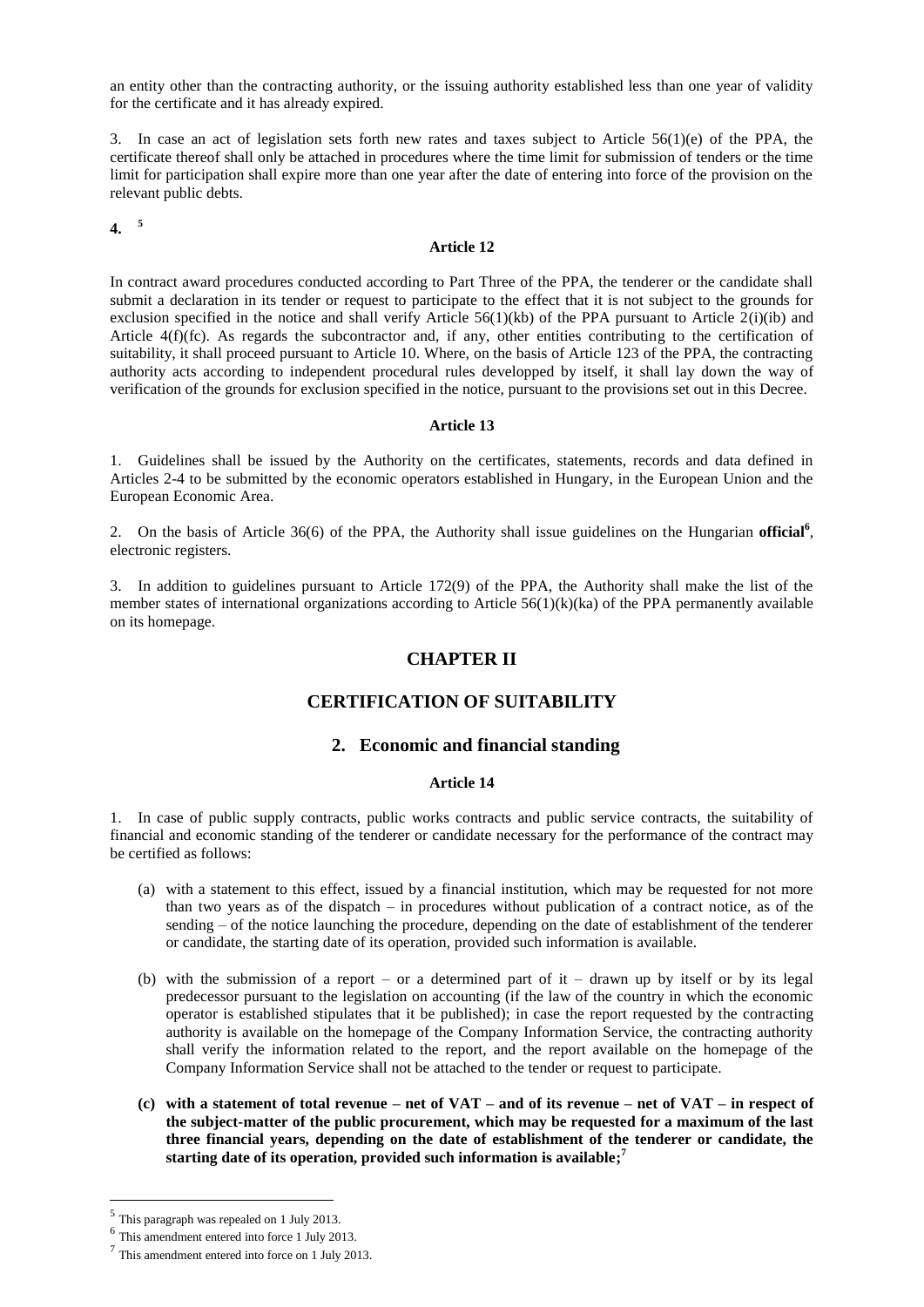an entity other than the contracting authority, or the issuing authority established less than one year of validity for the certificate and it has already expired.

3. In case an act of legislation sets forth new rates and taxes subject to Article 56(1)(e) of the PPA, the certificate thereof shall only be attached in procedures where the time limit for submission of tenders or the time limit for participation shall expire more than one year after the date of entering into force of the provision on the relevant public debts.

**4.** [5]

**Article 12**

In contract award procedures conducted according to Part Three of the PPA, the tenderer or the candidate shall submit a declaration in its tender or request to participate to the effect that it is not subject to the grounds for exclusion specified in the notice and shall verify Article 56(1)(kb) of the PPA pursuant to Article 2(i)(ib) and Article 4(f)(fc). As regards the subcontractor and, if any, other entities contributing to the certification of suitability, it shall proceed pursuant to Article 10. Where, on the basis of Article 123 of the PPA, the contracting authority acts according to independent procedural rules developped by itself, it shall lay down the way of verification of the grounds for exclusion specified in the notice, pursuant to the provisions set out in this Decree.

**Article 13**

1. Guidelines shall be issued by the Authority on the certificates, statements, records and data defined in Articles 2-4 to be submitted by the economic operators established in Hungary, in the European Union and the European Economic Area.

2. On the basis of Article 36(6) of the PPA, the Authority shall issue guidelines on the Hungarian **official**[6], electronic registers.

3. In addition to guidelines pursuant to Article 172(9) of the PPA, the Authority shall make the list of the member states of international organizations according to Article 56(1)(k)(ka) of the PPA permanently available on its homepage.

## CHAPTER II

## CERTIFICATION OF SUITABILITY

### 2. Economic and financial standing

**Article 14**

1. In case of public supply contracts, public works contracts and public service contracts, the suitability of financial and economic standing of the tenderer or candidate necessary for the performance of the contract may be certified as follows:

(a) with a statement to this effect, issued by a financial institution, which may be requested for not more than two years as of the dispatch – in procedures without publication of a contract notice, as of the sending – of the notice launching the procedure, depending on the date of establishment of the tenderer or candidate, the starting date of its operation, provided such information is available.

(b) with the submission of a report – or a determined part of it – drawn up by itself or by its legal predecessor pursuant to the legislation on accounting (if the law of the country in which the economic operator is established stipulates that it be published); in case the report requested by the contracting authority is available on the homepage of the Company Information Service, the contracting authority shall verify the information related to the report, and the report available on the homepage of the Company Information Service shall not be attached to the tender or request to participate.

**(c) with a statement of total revenue – net of VAT – and of its revenue – net of VAT – in respect of the subject-matter of the public procurement, which may be requested for a maximum of the last three financial years, depending on the date of establishment of the tenderer or candidate, the starting date of its operation, provided such information is available;**[7]

---

[5] This paragraph was repealed on 1 July 2013.

[6] This amendment entered into force 1 July 2013.

[7] This amendment entered into force on 1 July 2013.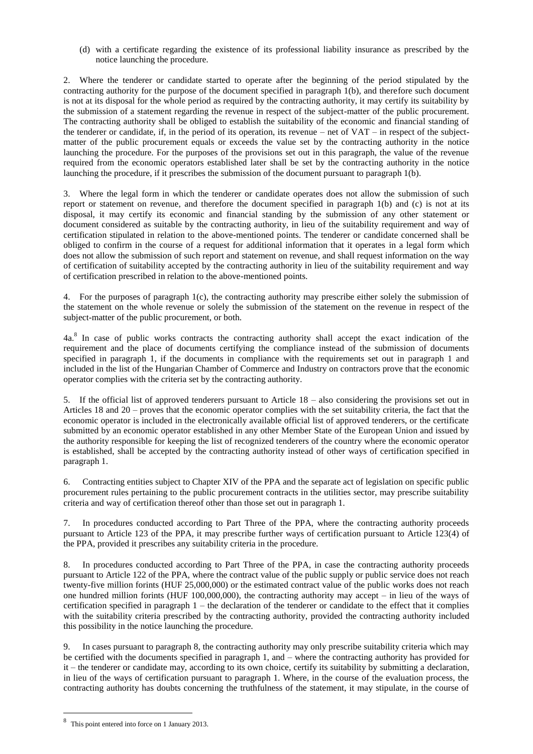(d) with a certificate regarding the existence of its professional liability insurance as prescribed by the notice launching the procedure.

2. Where the tenderer or candidate started to operate after the beginning of the period stipulated by the contracting authority for the purpose of the document specified in paragraph 1(b), and therefore such document is not at its disposal for the whole period as required by the contracting authority, it may certify its suitability by the submission of a statement regarding the revenue in respect of the subject-matter of the public procurement. The contracting authority shall be obliged to establish the suitability of the economic and financial standing of the tenderer or candidate, if, in the period of its operation, its revenue – net of VAT – in respect of the subject-matter of the public procurement equals or exceeds the value set by the contracting authority in the notice launching the procedure. For the purposes of the provisions set out in this paragraph, the value of the revenue required from the economic operators established later shall be set by the contracting authority in the notice launching the procedure, if it prescribes the submission of the document pursuant to paragraph 1(b).

3. Where the legal form in which the tenderer or candidate operates does not allow the submission of such report or statement on revenue, and therefore the document specified in paragraph 1(b) and (c) is not at its disposal, it may certify its economic and financial standing by the submission of any other statement or document considered as suitable by the contracting authority, in lieu of the suitability requirement and way of certification stipulated in relation to the above-mentioned points. The tenderer or candidate concerned shall be obliged to confirm in the course of a request for additional information that it operates in a legal form which does not allow the submission of such report and statement on revenue, and shall request information on the way of certification of suitability accepted by the contracting authority in lieu of the suitability requirement and way of certification prescribed in relation to the above-mentioned points.

4. For the purposes of paragraph 1(c), the contracting authority may prescribe either solely the submission of the statement on the whole revenue or solely the submission of the statement on the revenue in respect of the subject-matter of the public procurement, or both.

4a.[8] In case of public works contracts the contracting authority shall accept the exact indication of the requirement and the place of documents certifying the compliance instead of the submission of documents specified in paragraph 1, if the documents in compliance with the requirements set out in paragraph 1 and included in the list of the Hungarian Chamber of Commerce and Industry on contractors prove that the economic operator complies with the criteria set by the contracting authority.

5. If the official list of approved tenderers pursuant to Article 18 – also considering the provisions set out in Articles 18 and 20 – proves that the economic operator complies with the set suitability criteria, the fact that the economic operator is included in the electronically available official list of approved tenderers, or the certificate submitted by an economic operator established in any other Member State of the European Union and issued by the authority responsible for keeping the list of recognized tenderers of the country where the economic operator is established, shall be accepted by the contracting authority instead of other ways of certification specified in paragraph 1.

6. Contracting entities subject to Chapter XIV of the PPA and the separate act of legislation on specific public procurement rules pertaining to the public procurement contracts in the utilities sector, may prescribe suitability criteria and way of certification thereof other than those set out in paragraph 1.

7. In procedures conducted according to Part Three of the PPA, where the contracting authority proceeds pursuant to Article 123 of the PPA, it may prescribe further ways of certification pursuant to Article 123(4) of the PPA, provided it prescribes any suitability criteria in the procedure.

8. In procedures conducted according to Part Three of the PPA, in case the contracting authority proceeds pursuant to Article 122 of the PPA, where the contract value of the public supply or public service does not reach twenty-five million forints (HUF 25,000,000) or the estimated contract value of the public works does not reach one hundred million forints (HUF 100,000,000), the contracting authority may accept – in lieu of the ways of certification specified in paragraph 1 – the declaration of the tenderer or candidate to the effect that it complies with the suitability criteria prescribed by the contracting authority, provided the contracting authority included this possibility in the notice launching the procedure.

9. In cases pursuant to paragraph 8, the contracting authority may only prescribe suitability criteria which may be certified with the documents specified in paragraph 1, and – where the contracting authority has provided for it – the tenderer or candidate may, according to its own choice, certify its suitability by submitting a declaration, in lieu of the ways of certification pursuant to paragraph 1. Where, in the course of the evaluation process, the contracting authority has doubts concerning the truthfulness of the statement, it may stipulate, in the course of

[8] This point entered into force on 1 January 2013.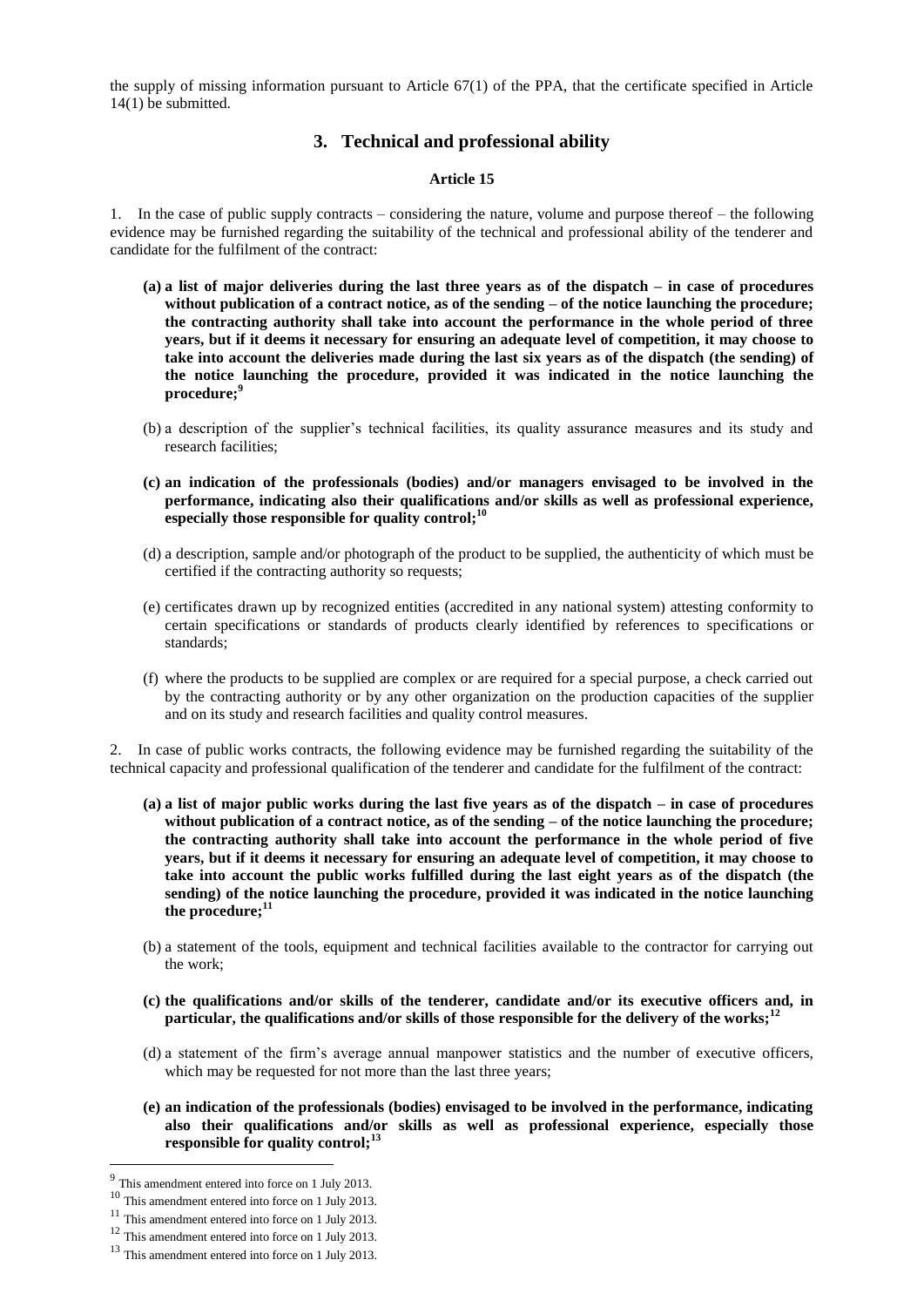the supply of missing information pursuant to Article 67(1) of the PPA, that the certificate specified in Article 14(1) be submitted.

## 3. Technical and professional ability

### Article 15

1. In the case of public supply contracts – considering the nature, volume and purpose thereof – the following evidence may be furnished regarding the suitability of the technical and professional ability of the tenderer and candidate for the fulfilment of the contract:

- **(a) a list of major deliveries during the last three years as of the dispatch – in case of procedures without publication of a contract notice, as of the sending – of the notice launching the procedure; the contracting authority shall take into account the performance in the whole period of three years, but if it deems it necessary for ensuring an adequate level of competition, it may choose to take into account the deliveries made during the last six years as of the dispatch (the sending) of the notice launching the procedure, provided it was indicated in the notice launching the procedure;**[9]
- (b) a description of the supplier's technical facilities, its quality assurance measures and its study and research facilities;
- **(c) an indication of the professionals (bodies) and/or managers envisaged to be involved in the performance, indicating also their qualifications and/or skills as well as professional experience, especially those responsible for quality control;**[10]
- (d) a description, sample and/or photograph of the product to be supplied, the authenticity of which must be certified if the contracting authority so requests;
- (e) certificates drawn up by recognized entities (accredited in any national system) attesting conformity to certain specifications or standards of products clearly identified by references to specifications or standards;
- (f) where the products to be supplied are complex or are required for a special purpose, a check carried out by the contracting authority or by any other organization on the production capacities of the supplier and on its study and research facilities and quality control measures.

2. In case of public works contracts, the following evidence may be furnished regarding the suitability of the technical capacity and professional qualification of the tenderer and candidate for the fulfilment of the contract:

- **(a) a list of major public works during the last five years as of the dispatch – in case of procedures without publication of a contract notice, as of the sending – of the notice launching the procedure; the contracting authority shall take into account the performance in the whole period of five years, but if it deems it necessary for ensuring an adequate level of competition, it may choose to take into account the public works fulfilled during the last eight years as of the dispatch (the sending) of the notice launching the procedure, provided it was indicated in the notice launching the procedure;**[11]
- (b) a statement of the tools, equipment and technical facilities available to the contractor for carrying out the work;
- **(c) the qualifications and/or skills of the tenderer, candidate and/or its executive officers and, in particular, the qualifications and/or skills of those responsible for the delivery of the works;**[12]
- (d) a statement of the firm's average annual manpower statistics and the number of executive officers, which may be requested for not more than the last three years;
- **(e) an indication of the professionals (bodies) envisaged to be involved in the performance, indicating also their qualifications and/or skills as well as professional experience, especially those responsible for quality control;**[13]

---

[9] This amendment entered into force on 1 July 2013.

[10] This amendment entered into force on 1 July 2013.

[11] This amendment entered into force on 1 July 2013.

[12] This amendment entered into force on 1 July 2013.

[13] This amendment entered into force on 1 July 2013.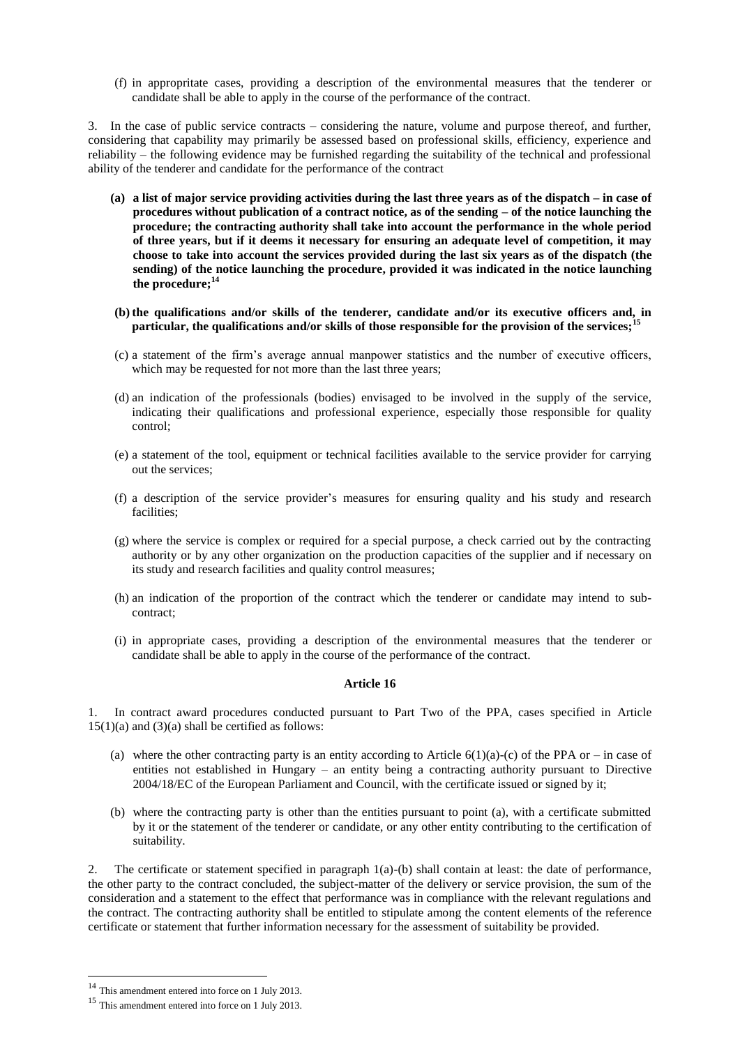(f) in appropritate cases, providing a description of the environmental measures that the tenderer or candidate shall be able to apply in the course of the performance of the contract.

3. In the case of public service contracts – considering the nature, volume and purpose thereof, and further, considering that capability may primarily be assessed based on professional skills, efficiency, experience and reliability – the following evidence may be furnished regarding the suitability of the technical and professional ability of the tenderer and candidate for the performance of the contract

**(a) a list of major service providing activities during the last three years as of the dispatch – in case of procedures without publication of a contract notice, as of the sending – of the notice launching the procedure; the contracting authority shall take into account the performance in the whole period of three years, but if it deems it necessary for ensuring an adequate level of competition, it may choose to take into account the services provided during the last six years as of the dispatch (the sending) of the notice launching the procedure, provided it was indicated in the notice launching the procedure;**[14]

**(b) the qualifications and/or skills of the tenderer, candidate and/or its executive officers and, in particular, the qualifications and/or skills of those responsible for the provision of the services;**[15]

(c) a statement of the firm's average annual manpower statistics and the number of executive officers, which may be requested for not more than the last three years;

(d) an indication of the professionals (bodies) envisaged to be involved in the supply of the service, indicating their qualifications and professional experience, especially those responsible for quality control;

(e) a statement of the tool, equipment or technical facilities available to the service provider for carrying out the services;

(f) a description of the service provider's measures for ensuring quality and his study and research facilities;

(g) where the service is complex or required for a special purpose, a check carried out by the contracting authority or by any other organization on the production capacities of the supplier and if necessary on its study and research facilities and quality control measures;

(h) an indication of the proportion of the contract which the tenderer or candidate may intend to sub-contract;

(i) in appropriate cases, providing a description of the environmental measures that the tenderer or candidate shall be able to apply in the course of the performance of the contract.

### Article 16

1. In contract award procedures conducted pursuant to Part Two of the PPA, cases specified in Article 15(1)(a) and (3)(a) shall be certified as follows:

(a) where the other contracting party is an entity according to Article 6(1)(a)-(c) of the PPA or – in case of entities not established in Hungary – an entity being a contracting authority pursuant to Directive 2004/18/EC of the European Parliament and Council, with the certificate issued or signed by it;

(b) where the contracting party is other than the entities pursuant to point (a), with a certificate submitted by it or the statement of the tenderer or candidate, or any other entity contributing to the certification of suitability.

2. The certificate or statement specified in paragraph 1(a)-(b) shall contain at least: the date of performance, the other party to the contract concluded, the subject-matter of the delivery or service provision, the sum of the consideration and a statement to the effect that performance was in compliance with the relevant regulations and the contract. The contracting authority shall be entitled to stipulate among the content elements of the reference certificate or statement that further information necessary for the assessment of suitability be provided.

---

[14] This amendment entered into force on 1 July 2013.

[15] This amendment entered into force on 1 July 2013.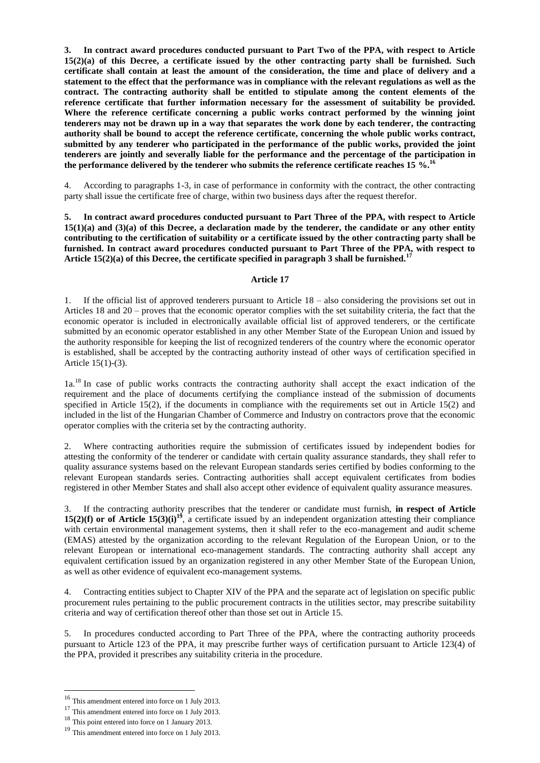**3. In contract award procedures conducted pursuant to Part Two of the PPA, with respect to Article 15(2)(a) of this Decree, a certificate issued by the other contracting party shall be furnished. Such certificate shall contain at least the amount of the consideration, the time and place of delivery and a statement to the effect that the performance was in compliance with the relevant regulations as well as the contract. The contracting authority shall be entitled to stipulate among the content elements of the reference certificate that further information necessary for the assessment of suitability be provided. Where the reference certificate concerning a public works contract performed by the winning joint tenderers may not be drawn up in a way that separates the work done by each tenderer, the contracting authority shall be bound to accept the reference certificate, concerning the whole public works contract, submitted by any tenderer who participated in the performance of the public works, provided the joint tenderers are jointly and severally liable for the performance and the percentage of the participation in the performance delivered by the tenderer who submits the reference certificate reaches 15 %.**[16]

4. According to paragraphs 1-3, in case of performance in conformity with the contract, the other contracting party shall issue the certificate free of charge, within two business days after the request therefor.

**5. In contract award procedures conducted pursuant to Part Three of the PPA, with respect to Article 15(1)(a) and (3)(a) of this Decree, a declaration made by the tenderer, the candidate or any other entity contributing to the certification of suitability or a certificate issued by the other contracting party shall be furnished. In contract award procedures conducted pursuant to Part Three of the PPA, with respect to Article 15(2)(a) of this Decree, the certificate specified in paragraph 3 shall be furnished.**[17]

### Article 17

1. If the official list of approved tenderers pursuant to Article 18 – also considering the provisions set out in Articles 18 and 20 – proves that the economic operator complies with the set suitability criteria, the fact that the economic operator is included in electronically available official list of approved tenderers, or the certificate submitted by an economic operator established in any other Member State of the European Union and issued by the authority responsible for keeping the list of recognized tenderers of the country where the economic operator is established, shall be accepted by the contracting authority instead of other ways of certification specified in Article 15(1)-(3).

1a.[18] In case of public works contracts the contracting authority shall accept the exact indication of the requirement and the place of documents certifying the compliance instead of the submission of documents specified in Article 15(2), if the documents in compliance with the requirements set out in Article 15(2) and included in the list of the Hungarian Chamber of Commerce and Industry on contractors prove that the economic operator complies with the criteria set by the contracting authority.

2. Where contracting authorities require the submission of certificates issued by independent bodies for attesting the conformity of the tenderer or candidate with certain quality assurance standards, they shall refer to quality assurance systems based on the relevant European standards series certified by bodies conforming to the relevant European standards series. Contracting authorities shall accept equivalent certificates from bodies registered in other Member States and shall also accept other evidence of equivalent quality assurance measures.

3. If the contracting authority prescribes that the tenderer or candidate must furnish, **in respect of Article 15(2)(f) or of Article 15(3)(i)**[19], a certificate issued by an independent organization attesting their compliance with certain environmental management systems, then it shall refer to the eco-management and audit scheme (EMAS) attested by the organization according to the relevant Regulation of the European Union, or to the relevant European or international eco-management standards. The contracting authority shall accept any equivalent certification issued by an organization registered in any other Member State of the European Union, as well as other evidence of equivalent eco-management systems.

4. Contracting entities subject to Chapter XIV of the PPA and the separate act of legislation on specific public procurement rules pertaining to the public procurement contracts in the utilities sector, may prescribe suitability criteria and way of certification thereof other than those set out in Article 15.

5. In procedures conducted according to Part Three of the PPA, where the contracting authority proceeds pursuant to Article 123 of the PPA, it may prescribe further ways of certification pursuant to Article 123(4) of the PPA, provided it prescribes any suitability criteria in the procedure.

---

[16] This amendment entered into force on 1 July 2013.

[17] This amendment entered into force on 1 July 2013.

[18] This point entered into force on 1 January 2013.

[19] This amendment entered into force on 1 July 2013.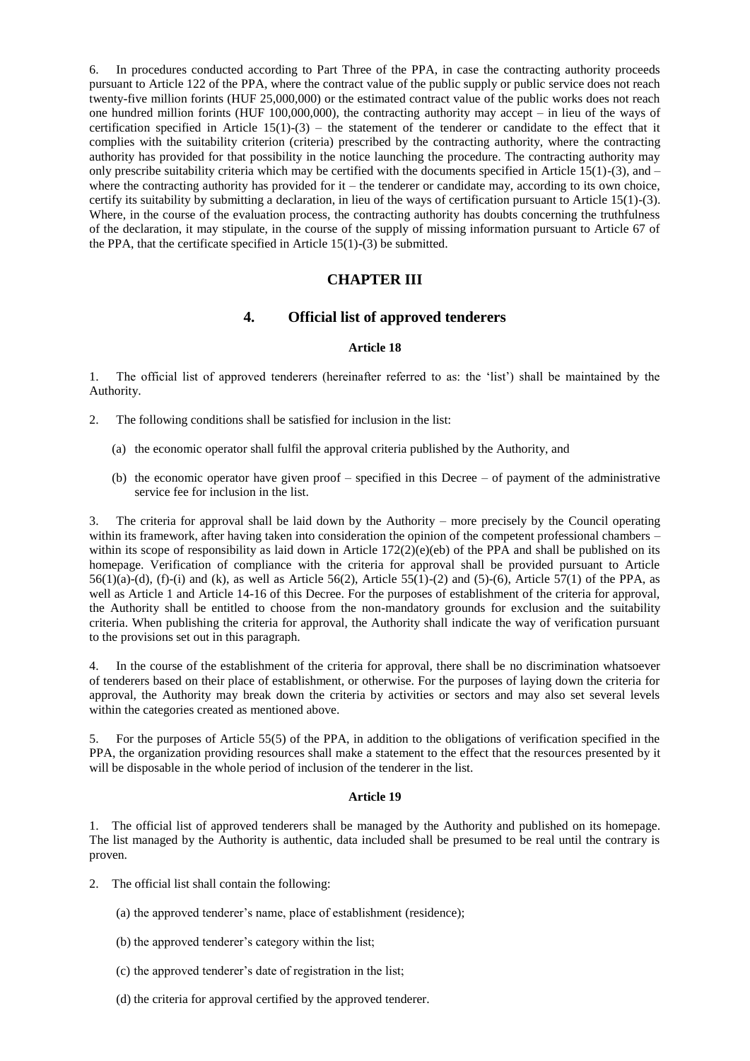6. In procedures conducted according to Part Three of the PPA, in case the contracting authority proceeds pursuant to Article 122 of the PPA, where the contract value of the public supply or public service does not reach twenty-five million forints (HUF 25,000,000) or the estimated contract value of the public works does not reach one hundred million forints (HUF 100,000,000), the contracting authority may accept – in lieu of the ways of certification specified in Article 15(1)-(3) – the statement of the tenderer or candidate to the effect that it complies with the suitability criterion (criteria) prescribed by the contracting authority, where the contracting authority has provided for that possibility in the notice launching the procedure. The contracting authority may only prescribe suitability criteria which may be certified with the documents specified in Article 15(1)-(3), and – where the contracting authority has provided for it – the tenderer or candidate may, according to its own choice, certify its suitability by submitting a declaration, in lieu of the ways of certification pursuant to Article 15(1)-(3). Where, in the course of the evaluation process, the contracting authority has doubts concerning the truthfulness of the declaration, it may stipulate, in the course of the supply of missing information pursuant to Article 67 of the PPA, that the certificate specified in Article 15(1)-(3) be submitted.

## CHAPTER III

## 4. Official list of approved tenderers

#### Article 18

1. The official list of approved tenderers (hereinafter referred to as: the 'list') shall be maintained by the Authority.

2. The following conditions shall be satisfied for inclusion in the list:

   (a) the economic operator shall fulfil the approval criteria published by the Authority, and

   (b) the economic operator have given proof – specified in this Decree – of payment of the administrative service fee for inclusion in the list.

3. The criteria for approval shall be laid down by the Authority – more precisely by the Council operating within its framework, after having taken into consideration the opinion of the competent professional chambers – within its scope of responsibility as laid down in Article 172(2)(e)(eb) of the PPA and shall be published on its homepage. Verification of compliance with the criteria for approval shall be provided pursuant to Article 56(1)(a)-(d), (f)-(i) and (k), as well as Article 56(2), Article 55(1)-(2) and (5)-(6), Article 57(1) of the PPA, as well as Article 1 and Article 14-16 of this Decree. For the purposes of establishment of the criteria for approval, the Authority shall be entitled to choose from the non-mandatory grounds for exclusion and the suitability criteria. When publishing the criteria for approval, the Authority shall indicate the way of verification pursuant to the provisions set out in this paragraph.

4. In the course of the establishment of the criteria for approval, there shall be no discrimination whatsoever of tenderers based on their place of establishment, or otherwise. For the purposes of laying down the criteria for approval, the Authority may break down the criteria by activities or sectors and may also set several levels within the categories created as mentioned above.

5. For the purposes of Article 55(5) of the PPA, in addition to the obligations of verification specified in the PPA, the organization providing resources shall make a statement to the effect that the resources presented by it will be disposable in the whole period of inclusion of the tenderer in the list.

#### Article 19

1. The official list of approved tenderers shall be managed by the Authority and published on its homepage. The list managed by the Authority is authentic, data included shall be presumed to be real until the contrary is proven.

2. The official list shall contain the following:

   (a) the approved tenderer's name, place of establishment (residence);

   (b) the approved tenderer's category within the list;

   (c) the approved tenderer's date of registration in the list;

   (d) the criteria for approval certified by the approved tenderer.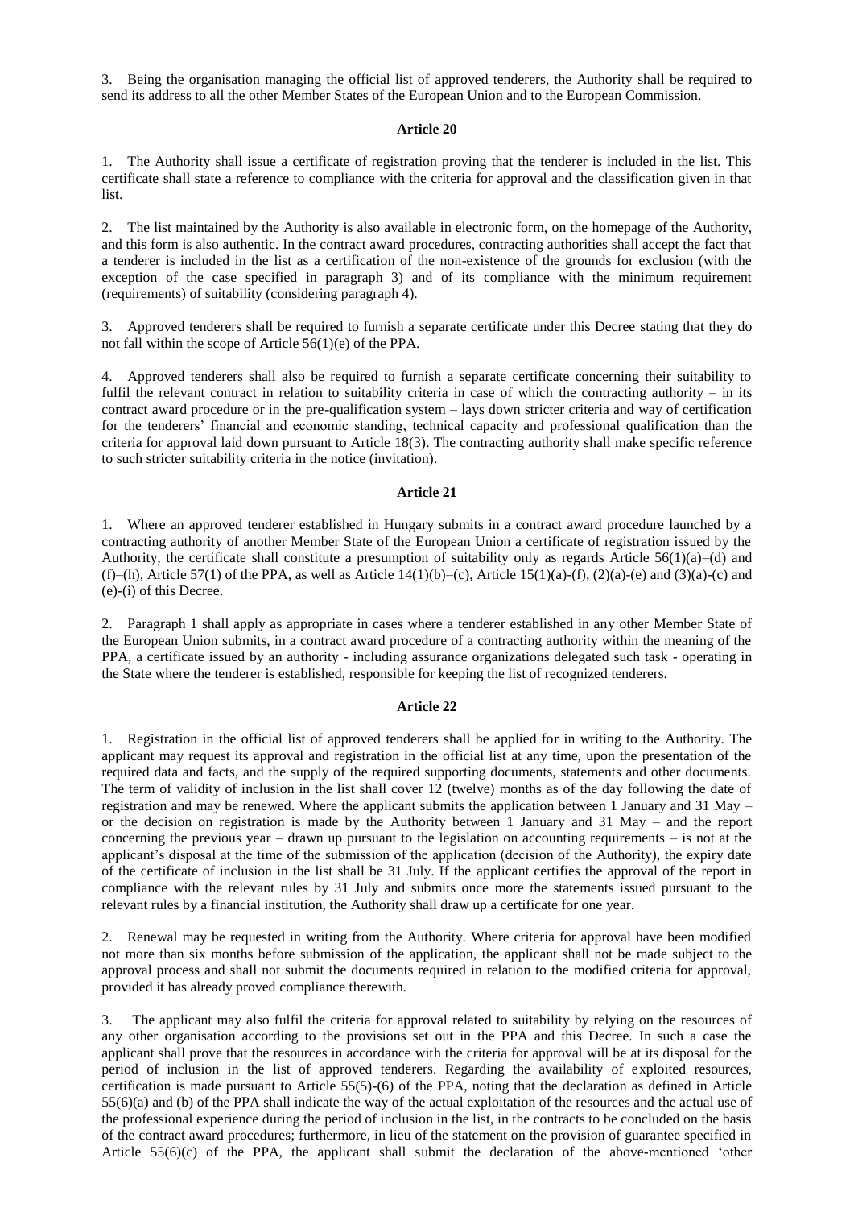3. Being the organisation managing the official list of approved tenderers, the Authority shall be required to send its address to all the other Member States of the European Union and to the European Commission.

**Article 20**

1. The Authority shall issue a certificate of registration proving that the tenderer is included in the list. This certificate shall state a reference to compliance with the criteria for approval and the classification given in that list.

2. The list maintained by the Authority is also available in electronic form, on the homepage of the Authority, and this form is also authentic. In the contract award procedures, contracting authorities shall accept the fact that a tenderer is included in the list as a certification of the non-existence of the grounds for exclusion (with the exception of the case specified in paragraph 3) and of its compliance with the minimum requirement (requirements) of suitability (considering paragraph 4).

3. Approved tenderers shall be required to furnish a separate certificate under this Decree stating that they do not fall within the scope of Article 56(1)(e) of the PPA.

4. Approved tenderers shall also be required to furnish a separate certificate concerning their suitability to fulfil the relevant contract in relation to suitability criteria in case of which the contracting authority – in its contract award procedure or in the pre-qualification system – lays down stricter criteria and way of certification for the tenderers' financial and economic standing, technical capacity and professional qualification than the criteria for approval laid down pursuant to Article 18(3). The contracting authority shall make specific reference to such stricter suitability criteria in the notice (invitation).

**Article 21**

1. Where an approved tenderer established in Hungary submits in a contract award procedure launched by a contracting authority of another Member State of the European Union a certificate of registration issued by the Authority, the certificate shall constitute a presumption of suitability only as regards Article 56(1)(a)–(d) and (f)–(h), Article 57(1) of the PPA, as well as Article 14(1)(b)–(c), Article 15(1)(a)-(f), (2)(a)-(e) and (3)(a)-(c) and (e)-(i) of this Decree.

2. Paragraph 1 shall apply as appropriate in cases where a tenderer established in any other Member State of the European Union submits, in a contract award procedure of a contracting authority within the meaning of the PPA, a certificate issued by an authority - including assurance organizations delegated such task - operating in the State where the tenderer is established, responsible for keeping the list of recognized tenderers.

**Article 22**

1. Registration in the official list of approved tenderers shall be applied for in writing to the Authority. The applicant may request its approval and registration in the official list at any time, upon the presentation of the required data and facts, and the supply of the required supporting documents, statements and other documents. The term of validity of inclusion in the list shall cover 12 (twelve) months as of the day following the date of registration and may be renewed. Where the applicant submits the application between 1 January and 31 May – or the decision on registration is made by the Authority between 1 January and 31 May – and the report concerning the previous year – drawn up pursuant to the legislation on accounting requirements – is not at the applicant's disposal at the time of the submission of the application (decision of the Authority), the expiry date of the certificate of inclusion in the list shall be 31 July. If the applicant certifies the approval of the report in compliance with the relevant rules by 31 July and submits once more the statements issued pursuant to the relevant rules by a financial institution, the Authority shall draw up a certificate for one year.

2. Renewal may be requested in writing from the Authority. Where criteria for approval have been modified not more than six months before submission of the application, the applicant shall not be made subject to the approval process and shall not submit the documents required in relation to the modified criteria for approval, provided it has already proved compliance therewith.

3. The applicant may also fulfil the criteria for approval related to suitability by relying on the resources of any other organisation according to the provisions set out in the PPA and this Decree. In such a case the applicant shall prove that the resources in accordance with the criteria for approval will be at its disposal for the period of inclusion in the list of approved tenderers. Regarding the availability of exploited resources, certification is made pursuant to Article 55(5)-(6) of the PPA, noting that the declaration as defined in Article 55(6)(a) and (b) of the PPA shall indicate the way of the actual exploitation of the resources and the actual use of the professional experience during the period of inclusion in the list, in the contracts to be concluded on the basis of the contract award procedures; furthermore, in lieu of the statement on the provision of guarantee specified in Article 55(6)(c) of the PPA, the applicant shall submit the declaration of the above-mentioned 'other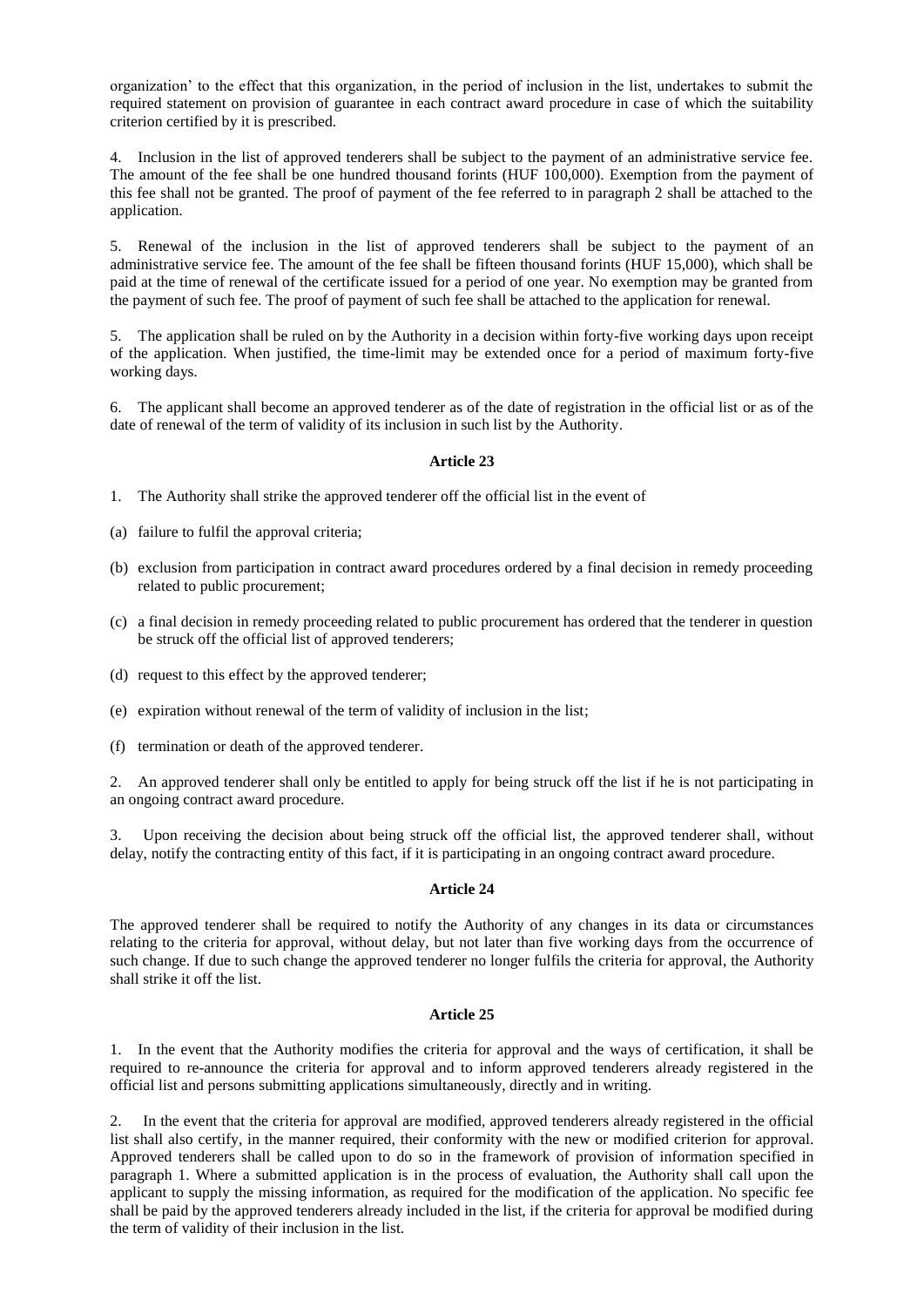organization' to the effect that this organization, in the period of inclusion in the list, undertakes to submit the required statement on provision of guarantee in each contract award procedure in case of which the suitability criterion certified by it is prescribed.

4. Inclusion in the list of approved tenderers shall be subject to the payment of an administrative service fee. The amount of the fee shall be one hundred thousand forints (HUF 100,000). Exemption from the payment of this fee shall not be granted. The proof of payment of the fee referred to in paragraph 2 shall be attached to the application.

5. Renewal of the inclusion in the list of approved tenderers shall be subject to the payment of an administrative service fee. The amount of the fee shall be fifteen thousand forints (HUF 15,000), which shall be paid at the time of renewal of the certificate issued for a period of one year. No exemption may be granted from the payment of such fee. The proof of payment of such fee shall be attached to the application for renewal.

5. The application shall be ruled on by the Authority in a decision within forty-five working days upon receipt of the application. When justified, the time-limit may be extended once for a period of maximum forty-five working days.

6. The applicant shall become an approved tenderer as of the date of registration in the official list or as of the date of renewal of the term of validity of its inclusion in such list by the Authority.

### Article 23

1. The Authority shall strike the approved tenderer off the official list in the event of

(a) failure to fulfil the approval criteria;

(b) exclusion from participation in contract award procedures ordered by a final decision in remedy proceeding related to public procurement;

(c) a final decision in remedy proceeding related to public procurement has ordered that the tenderer in question be struck off the official list of approved tenderers;

(d) request to this effect by the approved tenderer;

(e) expiration without renewal of the term of validity of inclusion in the list;

(f) termination or death of the approved tenderer.

2. An approved tenderer shall only be entitled to apply for being struck off the list if he is not participating in an ongoing contract award procedure.

3. Upon receiving the decision about being struck off the official list, the approved tenderer shall, without delay, notify the contracting entity of this fact, if it is participating in an ongoing contract award procedure.

### Article 24

The approved tenderer shall be required to notify the Authority of any changes in its data or circumstances relating to the criteria for approval, without delay, but not later than five working days from the occurrence of such change. If due to such change the approved tenderer no longer fulfils the criteria for approval, the Authority shall strike it off the list.

### Article 25

1. In the event that the Authority modifies the criteria for approval and the ways of certification, it shall be required to re-announce the criteria for approval and to inform approved tenderers already registered in the official list and persons submitting applications simultaneously, directly and in writing.

2. In the event that the criteria for approval are modified, approved tenderers already registered in the official list shall also certify, in the manner required, their conformity with the new or modified criterion for approval. Approved tenderers shall be called upon to do so in the framework of provision of information specified in paragraph 1. Where a submitted application is in the process of evaluation, the Authority shall call upon the applicant to supply the missing information, as required for the modification of the application. No specific fee shall be paid by the approved tenderers already included in the list, if the criteria for approval be modified during the term of validity of their inclusion in the list.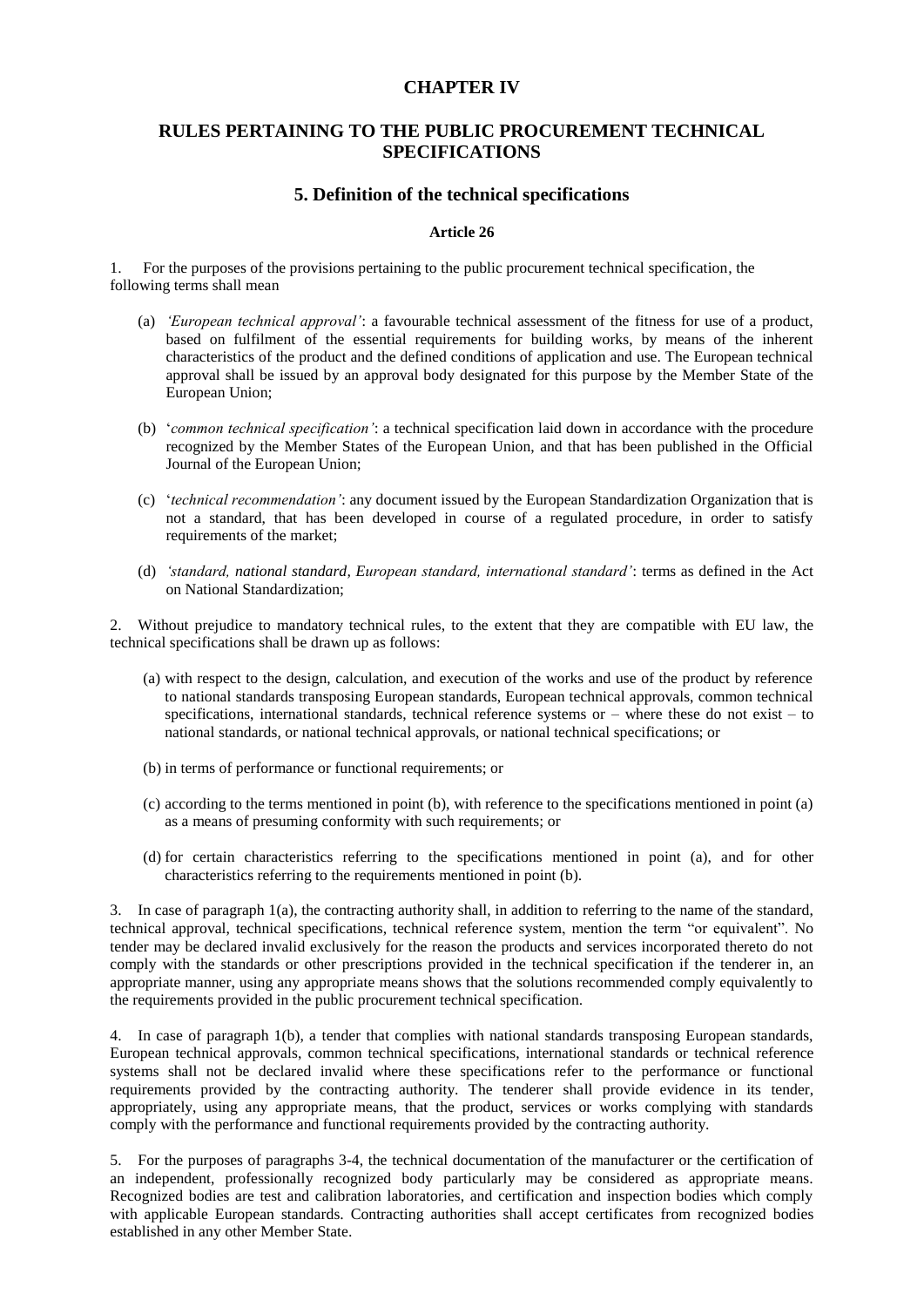# CHAPTER IV

## RULES PERTAINING TO THE PUBLIC PROCUREMENT TECHNICAL SPECIFICATIONS

### 5. Definition of the technical specifications

**Article 26**

1. For the purposes of the provisions pertaining to the public procurement technical specification, the following terms shall mean

   (a) *'European technical approval'*: a favourable technical assessment of the fitness for use of a product, based on fulfilment of the essential requirements for building works, by means of the inherent characteristics of the product and the defined conditions of application and use. The European technical approval shall be issued by an approval body designated for this purpose by the Member State of the European Union;

   (b) '*common technical specification'*: a technical specification laid down in accordance with the procedure recognized by the Member States of the European Union, and that has been published in the Official Journal of the European Union;

   (c) '*technical recommendation'*: any document issued by the European Standardization Organization that is not a standard, that has been developed in course of a regulated procedure, in order to satisfy requirements of the market;

   (d) *'standard, national standard, European standard, international standard'*: terms as defined in the Act on National Standardization;

2. Without prejudice to mandatory technical rules, to the extent that they are compatible with EU law, the technical specifications shall be drawn up as follows:

   (a) with respect to the design, calculation, and execution of the works and use of the product by reference to national standards transposing European standards, European technical approvals, common technical specifications, international standards, technical reference systems or – where these do not exist – to national standards, or national technical approvals, or national technical specifications; or

   (b) in terms of performance or functional requirements; or

   (c) according to the terms mentioned in point (b), with reference to the specifications mentioned in point (a) as a means of presuming conformity with such requirements; or

   (d) for certain characteristics referring to the specifications mentioned in point (a), and for other characteristics referring to the requirements mentioned in point (b).

3. In case of paragraph 1(a), the contracting authority shall, in addition to referring to the name of the standard, technical approval, technical specifications, technical reference system, mention the term "or equivalent". No tender may be declared invalid exclusively for the reason the products and services incorporated thereto do not comply with the standards or other prescriptions provided in the technical specification if the tenderer in, an appropriate manner, using any appropriate means shows that the solutions recommended comply equivalently to the requirements provided in the public procurement technical specification.

4. In case of paragraph 1(b), a tender that complies with national standards transposing European standards, European technical approvals, common technical specifications, international standards or technical reference systems shall not be declared invalid where these specifications refer to the performance or functional requirements provided by the contracting authority. The tenderer shall provide evidence in its tender, appropriately, using any appropriate means, that the product, services or works complying with standards comply with the performance and functional requirements provided by the contracting authority.

5. For the purposes of paragraphs 3-4, the technical documentation of the manufacturer or the certification of an independent, professionally recognized body particularly may be considered as appropriate means. Recognized bodies are test and calibration laboratories, and certification and inspection bodies which comply with applicable European standards. Contracting authorities shall accept certificates from recognized bodies established in any other Member State.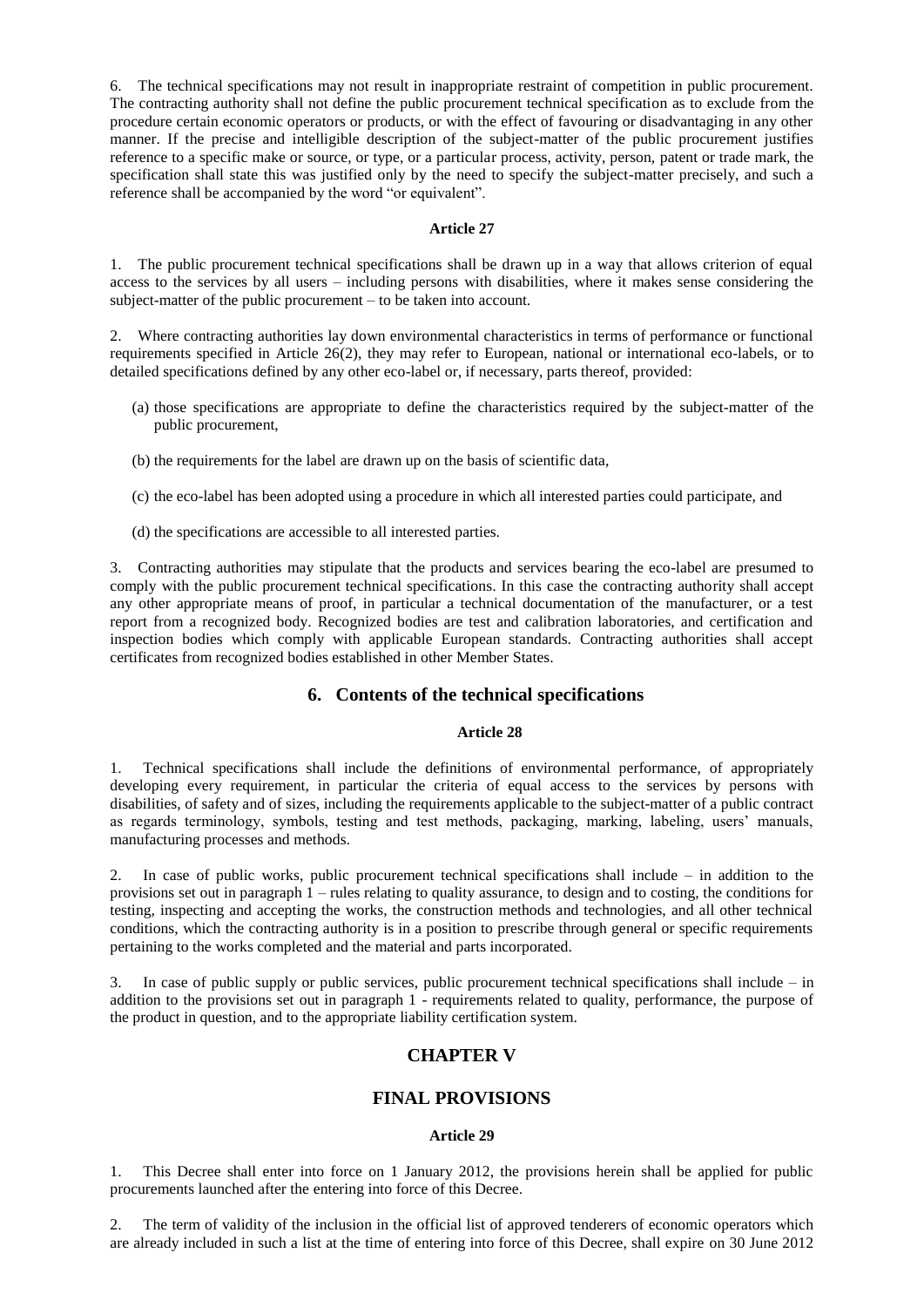6. The technical specifications may not result in inappropriate restraint of competition in public procurement. The contracting authority shall not define the public procurement technical specification as to exclude from the procedure certain economic operators or products, or with the effect of favouring or disadvantaging in any other manner. If the precise and intelligible description of the subject-matter of the public procurement justifies reference to a specific make or source, or type, or a particular process, activity, person, patent or trade mark, the specification shall state this was justified only by the need to specify the subject-matter precisely, and such a reference shall be accompanied by the word "or equivalent".

**Article 27**

1. The public procurement technical specifications shall be drawn up in a way that allows criterion of equal access to the services by all users – including persons with disabilities, where it makes sense considering the subject-matter of the public procurement – to be taken into account.

2. Where contracting authorities lay down environmental characteristics in terms of performance or functional requirements specified in Article 26(2), they may refer to European, national or international eco-labels, or to detailed specifications defined by any other eco-label or, if necessary, parts thereof, provided:

(a) those specifications are appropriate to define the characteristics required by the subject-matter of the public procurement,

(b) the requirements for the label are drawn up on the basis of scientific data,

(c) the eco-label has been adopted using a procedure in which all interested parties could participate, and

(d) the specifications are accessible to all interested parties.

3. Contracting authorities may stipulate that the products and services bearing the eco-label are presumed to comply with the public procurement technical specifications. In this case the contracting authority shall accept any other appropriate means of proof, in particular a technical documentation of the manufacturer, or a test report from a recognized body. Recognized bodies are test and calibration laboratories, and certification and inspection bodies which comply with applicable European standards. Contracting authorities shall accept certificates from recognized bodies established in other Member States.

## 6. Contents of the technical specifications

**Article 28**

1. Technical specifications shall include the definitions of environmental performance, of appropriately developing every requirement, in particular the criteria of equal access to the services by persons with disabilities, of safety and of sizes, including the requirements applicable to the subject-matter of a public contract as regards terminology, symbols, testing and test methods, packaging, marking, labeling, users' manuals, manufacturing processes and methods.

2. In case of public works, public procurement technical specifications shall include – in addition to the provisions set out in paragraph 1 – rules relating to quality assurance, to design and to costing, the conditions for testing, inspecting and accepting the works, the construction methods and technologies, and all other technical conditions, which the contracting authority is in a position to prescribe through general or specific requirements pertaining to the works completed and the material and parts incorporated.

3. In case of public supply or public services, public procurement technical specifications shall include – in addition to the provisions set out in paragraph 1 - requirements related to quality, performance, the purpose of the product in question, and to the appropriate liability certification system.

## CHAPTER V

## FINAL PROVISIONS

**Article 29**

1. This Decree shall enter into force on 1 January 2012, the provisions herein shall be applied for public procurements launched after the entering into force of this Decree.

2. The term of validity of the inclusion in the official list of approved tenderers of economic operators which are already included in such a list at the time of entering into force of this Decree, shall expire on 30 June 2012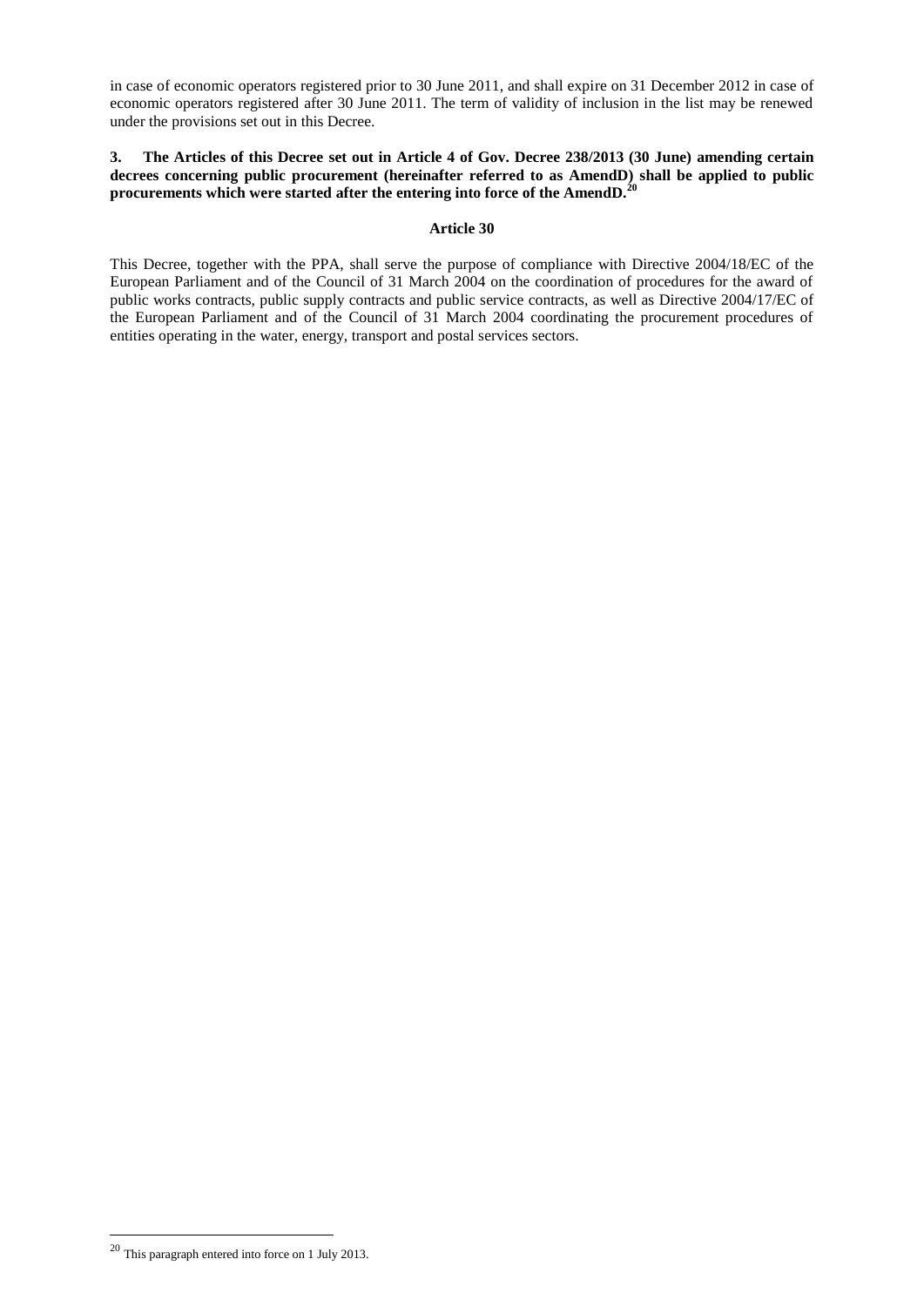in case of economic operators registered prior to 30 June 2011, and shall expire on 31 December 2012 in case of economic operators registered after 30 June 2011. The term of validity of inclusion in the list may be renewed under the provisions set out in this Decree.

**3. The Articles of this Decree set out in Article 4 of Gov. Decree 238/2013 (30 June) amending certain decrees concerning public procurement (hereinafter referred to as AmendD) shall be applied to public procurements which were started after the entering into force of the AmendD.**[20]

**Article 30**

This Decree, together with the PPA, shall serve the purpose of compliance with Directive 2004/18/EC of the European Parliament and of the Council of 31 March 2004 on the coordination of procedures for the award of public works contracts, public supply contracts and public service contracts, as well as Directive 2004/17/EC of the European Parliament and of the Council of 31 March 2004 coordinating the procurement procedures of entities operating in the water, energy, transport and postal services sectors.

---

[20] This paragraph entered into force on 1 July 2013.